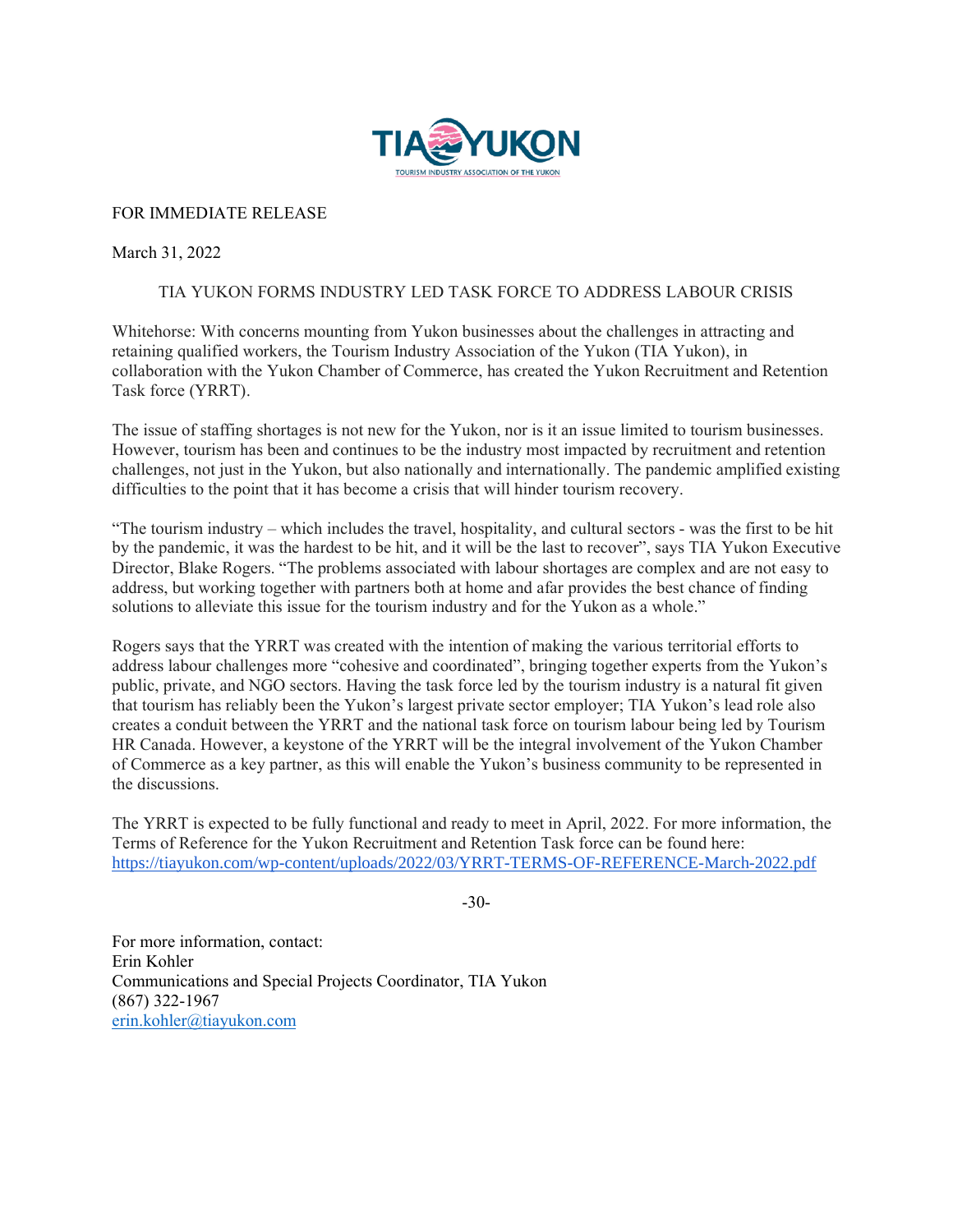FOR IMMEDIATE RELEASE

March 31, 2022

# TIA YUKON FORMS INDUSTRY LED TASK FORCE TO ADDRESS LABOUR CRISIS

Whitehorse: With concerns mounting from Yukon businesses about the challenges in attracting and retaining qualified workers, the Tourism Industry Association of the Yukon (TIA Yukon), in collaboration with the Yukon Chamber of Commerce, has created the Yukon Recruitment and Retention Task force (YRRT).

The issue of staffing shortages is not new for the Yukon, nor is it an issue limited to tourism businesses. However, tourism has been and continues to be the industry most impacted by recruitment and retention challenges, not just in the Yukon, but also nationally and internationally. The pandemic amplified existing difficulties to the point that it has become a crisis that will hinder tourism recovery.

"The tourism industry – which includes the travel, hospitality, and cultural sectors - was the first to be hit by the pandemic, it was the hardest to be hit, and it will be the last to recover", says TIA Yukon Executive Director, Blake Rogers. "The problems associated with labour shortages are complex and are not easy to address, but working together with partners both at home and afar provides the best chance of finding solutions to alleviate this issue for the tourism industry and for the Yukon as a whole."

Rogers says that the YRRT was created with the intention of making the various territorial efforts to address labour challenges more "cohesive and coordinated", bringing together experts from the Yukon's public, private, and NGO sectors. Having the task force led by the tourism industry is a natural fit given that tourism has reliably been the Yukon's largest private sector employer; TIA Yukon's lead role also creates a conduit between the YRRT and the national task force on tourism labour being led by Tourism HR Canada. However, a keystone of the YRRT will be the integral involvement of the Yukon Chamber of Commerce as a key partner, as this will enable the Yukon's business community to be represented in the discussions.

The YRRT is expected to be fully functional and ready to meet in April, 2022. For more information, the Terms of Reference for the Yukon Recruitment and Retention Task force can be found here: https://tiayukon.com/wp-content/uploads/2022/03/YRRT-TERMS-OF-REFERENCE-March-2022.pdf

-30-

For more information, contact:
Erin Kohler
Communications and Special Projects Coordinator, TIA Yukon
(867) 322-1967
erin.kohler@tiayukon.com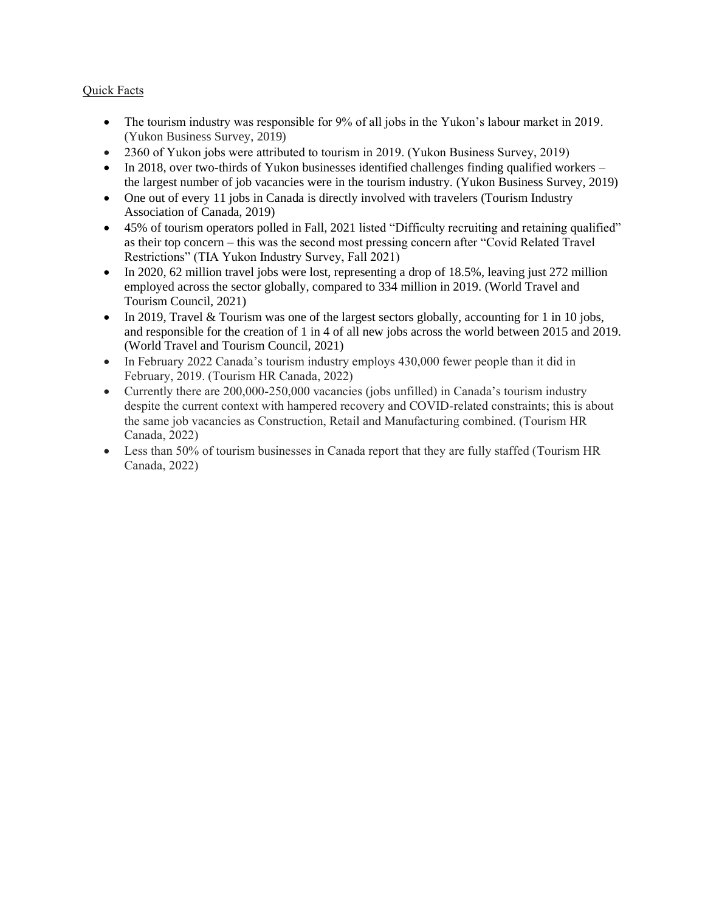Quick Facts

- The tourism industry was responsible for 9% of all jobs in the Yukon's labour market in 2019. (Yukon Business Survey, 2019)
- 2360 of Yukon jobs were attributed to tourism in 2019. (Yukon Business Survey, 2019)
- In 2018, over two-thirds of Yukon businesses identified challenges finding qualified workers – the largest number of job vacancies were in the tourism industry. (Yukon Business Survey, 2019)
- One out of every 11 jobs in Canada is directly involved with travelers (Tourism Industry Association of Canada, 2019)
- 45% of tourism operators polled in Fall, 2021 listed "Difficulty recruiting and retaining qualified" as their top concern – this was the second most pressing concern after "Covid Related Travel Restrictions" (TIA Yukon Industry Survey, Fall 2021)
- In 2020, 62 million travel jobs were lost, representing a drop of 18.5%, leaving just 272 million employed across the sector globally, compared to 334 million in 2019. (World Travel and Tourism Council, 2021)
- In 2019, Travel & Tourism was one of the largest sectors globally, accounting for 1 in 10 jobs, and responsible for the creation of 1 in 4 of all new jobs across the world between 2015 and 2019. (World Travel and Tourism Council, 2021)
- In February 2022 Canada's tourism industry employs 430,000 fewer people than it did in February, 2019. (Tourism HR Canada, 2022)
- Currently there are 200,000-250,000 vacancies (jobs unfilled) in Canada's tourism industry despite the current context with hampered recovery and COVID-related constraints; this is about the same job vacancies as Construction, Retail and Manufacturing combined. (Tourism HR Canada, 2022)
- Less than 50% of tourism businesses in Canada report that they are fully staffed (Tourism HR Canada, 2022)